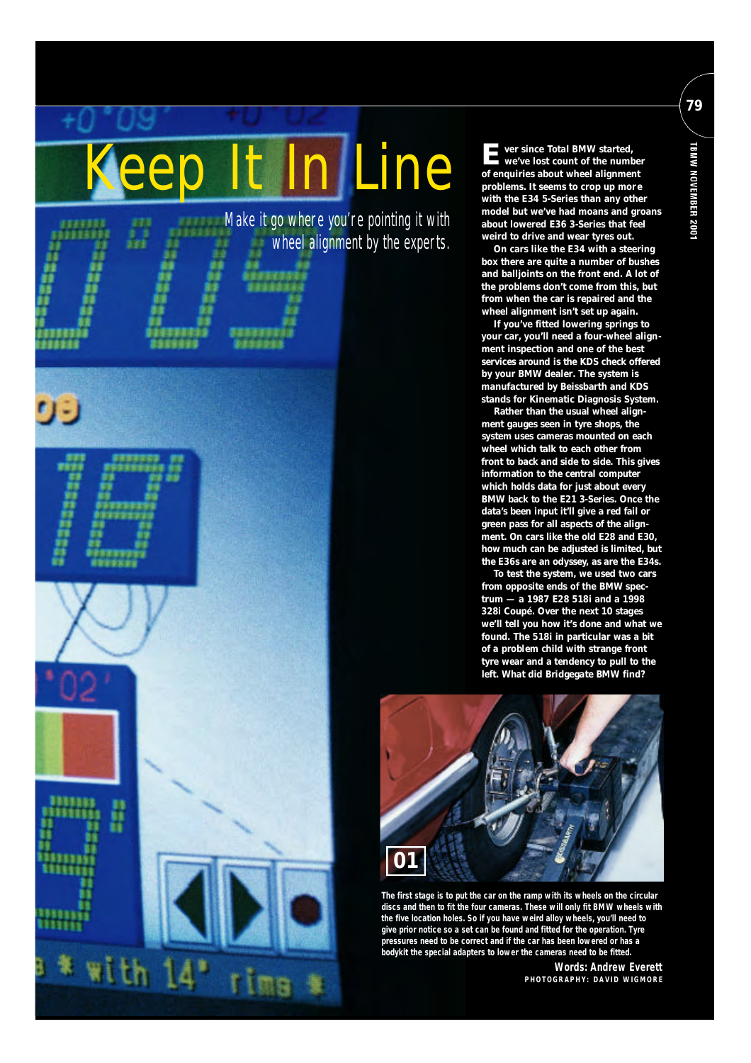# Keep It In Line

*Make it go where you're pointing it with wheel alignment by the experts.*

**Ever since Total BMW started, we've lost count of the number of enquiries about wheel alignment problems. It seems to crop up more with the E34 5-Series than any other model but we've had moans and groans about lowered E36 3-Series that feel weird to drive and wear tyres out.**

**On cars like the E34 with a steering box there are quite a number of bushes and balljoints on the front end. A lot of the problems don't come from this, but from when the car is repaired and the wheel alignment isn't set up again.**

**If you've fitted lowering springs to your car, you'll need a four-wheel alignment inspection and one of the best services around is the KDS check offered by your BMW dealer. The system is manufactured by Beissbarth and KDS stands for Kinematic Diagnosis System.**

**Rather than the usual wheel alignment gauges seen in tyre shops, the system uses cameras mounted on each wheel which talk to each other from front to back and side to side. This gives information to the central computer which holds data for just about every BMW back to the E21 3-Series. Once the data's been input it'll give a red fail or green pass for all aspects of the alignment. On cars like the old E28 and E30, how much can be adjusted is limited, but the E36s are an odyssey, as are the E34s.**

**To test the system, we used two cars from opposite ends of the BMW spectrum — a 1987 E28 518i and a 1998 328i Coupé. Over the next 10 stages we'll tell you how it's done and what we found. The 518i in particular was a bit of a problem child with strange front tyre wear and a tendency to pull to the left. What did Bridgegate BMW find?**

**01**

The first stage is to put the car on the ramp with its wheels on the circular discs and then to fit the four cameras. These will only fit BMW wheels with the five location holes. So if you have weird alloy wheels, you'll need to give prior notice so a set can be found and fitted for the operation. Tyre pressures need to be correct and if the car has been lowered or has a bodykit the special adapters to lower the cameras need to be fitted.

Words: Andrew Everett
PHOTOGRAPHY: DAVID WIGMORE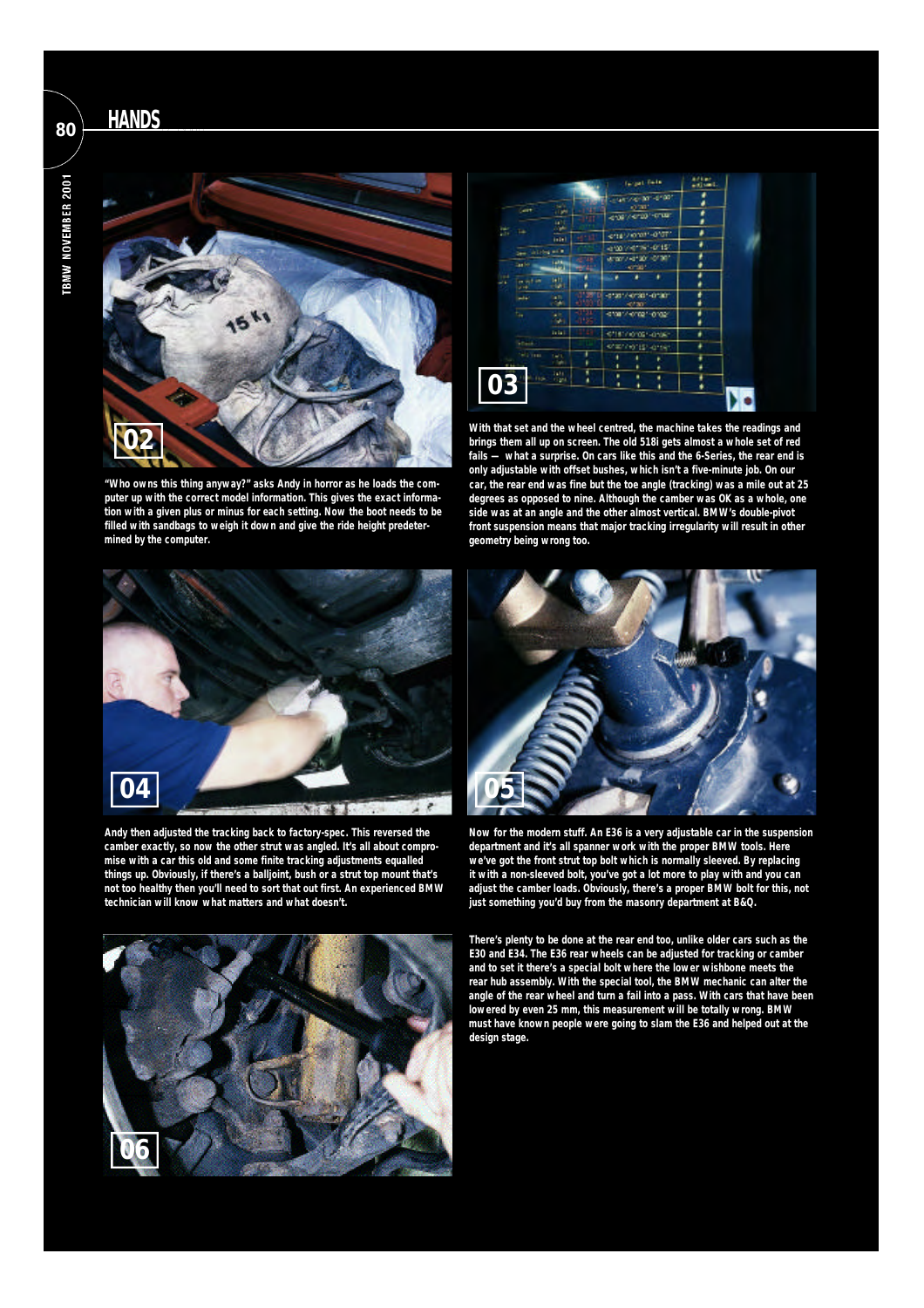“Who owns this thing anyway?” asks Andy in horror as he loads the computer up with the correct model information. This gives the exact information with a given plus or minus for each setting. Now the boot needs to be filled with sandbags to weigh it down and give the ride height predetermined by the computer.

With that set and the wheel centred, the machine takes the readings and brings them all up on screen. The old 518i gets almost a whole set of red fails — what a surprise. On cars like this and the 6-Series, the rear end is only adjustable with offset bushes, which isn’t a five-minute job. On our car, the rear end was fine but the toe angle (tracking) was a mile out at 25 degrees as opposed to nine. Although the camber was OK as a whole, one side was at an angle and the other almost vertical. BMW’s double-pivot front suspension means that major tracking irregularity will result in other geometry being wrong too.

Andy then adjusted the tracking back to factory-spec. This reversed the camber exactly, so now the other strut was angled. It’s all about compromise with a car this old and some finite tracking adjustments equalled things up. Obviously, if there’s a balljoint, bush or a strut top mount that’s not too healthy then you’ll need to sort that out first. An experienced BMW technician will know what matters and what doesn’t.

Now for the modern stuff. An E36 is a very adjustable car in the suspension department and it’s all spanner work with the proper BMW tools. Here we’ve got the front strut top bolt which is normally sleeved. By replacing it with a non-sleeved bolt, you’ve got a lot more to play with and you can adjust the camber loads. Obviously, there’s a proper BMW bolt for this, not just something you’d buy from the masonry department at B&Q.

There’s plenty to be done at the rear end too, unlike older cars such as the E30 and E34. The E36 rear wheels can be adjusted for tracking or camber and to set it there’s a special bolt where the lower wishbone meets the rear hub assembly. With the special tool, the BMW mechanic can alter the angle of the rear wheel and turn a fail into a pass. With cars that have been lowered by even 25 mm, this measurement will be totally wrong. BMW must have known people were going to slam the E36 and helped out at the design stage.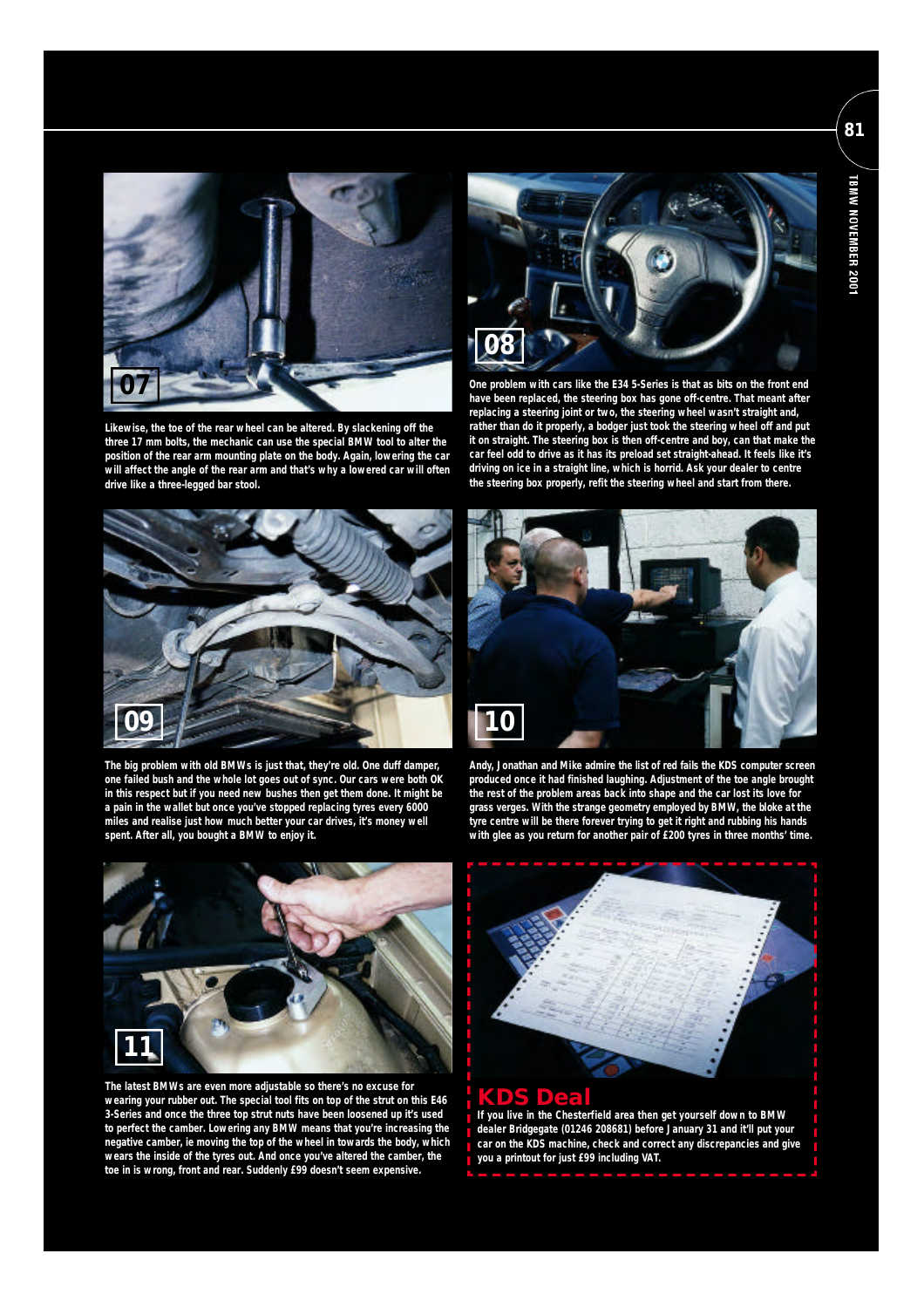07

Likewise, the toe of the rear wheel can be altered. By slackening off the three 17 mm bolts, the mechanic can use the special BMW tool to alter the position of the rear arm mounting plate on the body. Again, lowering the car will affect the angle of the rear arm and that's why a lowered car will often drive like a three-legged bar stool.

08

One problem with cars like the E34 5-Series is that as bits on the front end have been replaced, the steering box has gone off-centre. That meant after replacing a steering joint or two, the steering wheel wasn't straight and, rather than do it properly, a bodger just took the steering wheel off and put it on straight. The steering box is then off-centre and boy, can that make the car feel odd to drive as it has its preload set straight-ahead. It feels like it's driving on ice in a straight line, which is horrid. Ask your dealer to centre the steering box properly, refit the steering wheel and start from there.

09

The big problem with old BMWs is just that, they're old. One duff damper, one failed bush and the whole lot goes out of sync. Our cars were both OK in this respect but if you need new bushes then get them done. It might be a pain in the wallet but once you've stopped replacing tyres every 6000 miles and realise just how much better your car drives, it's money well spent. After all, you bought a BMW to enjoy it.

10

Andy, Jonathan and Mike admire the list of red fails the KDS computer screen produced once it had finished laughing. Adjustment of the toe angle brought the rest of the problem areas back into shape and the car lost its love for grass verges. With the strange geometry employed by BMW, the bloke at the tyre centre will be there forever trying to get it right and rubbing his hands with glee as you return for another pair of £200 tyres in three months' time.

11

The latest BMWs are even more adjustable so there's no excuse for wearing your rubber out. The special tool fits on top of the strut on this E46 3-Series and once the three top strut nuts have been loosened up it's used to perfect the camber. Lowering any BMW means that you're increasing the negative camber, ie moving the top of the wheel in towards the body, which wears the inside of the tyres out. And once you've altered the camber, the toe in is wrong, front and rear. Suddenly £99 doesn't seem expensive.

## KDS Deal

If you live in the Chesterfield area then get yourself down to BMW dealer Bridgegate (01246 208681) before January 31 and it'll put your car on the KDS machine, check and correct any discrepancies and give you a printout for just £99 including VAT.